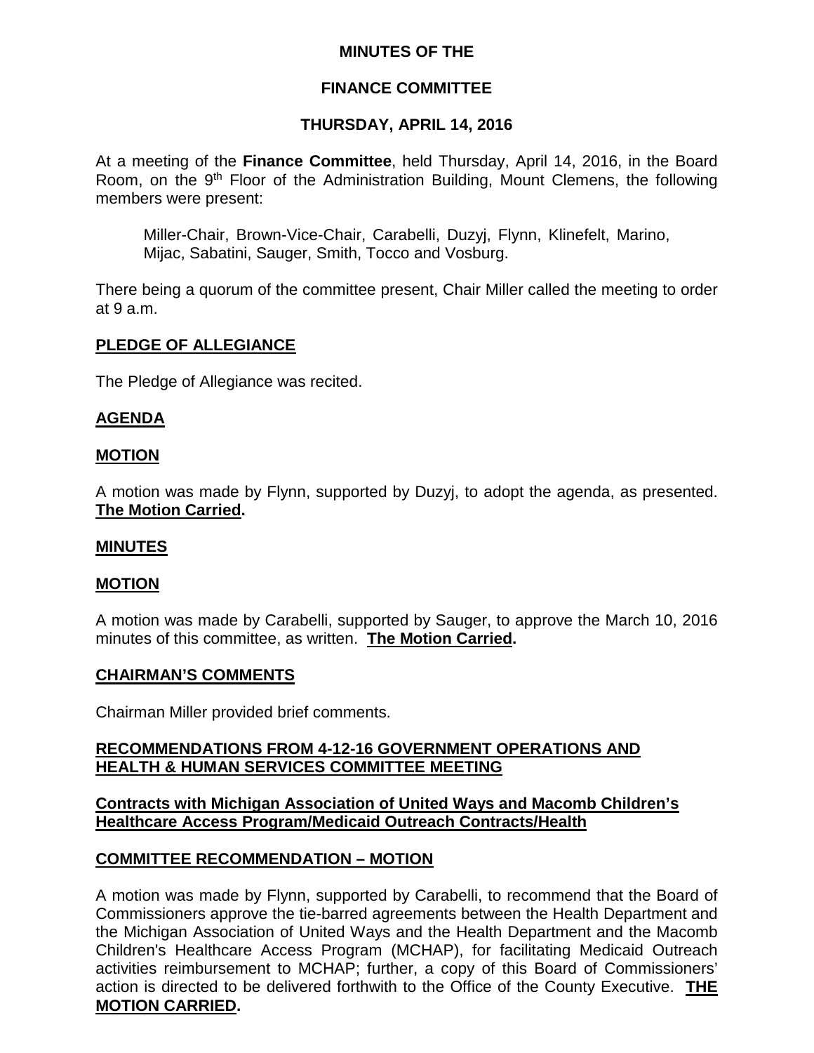**MINUTES OF THE**

**FINANCE COMMITTEE**

**THURSDAY, APRIL 14, 2016**

At a meeting of the **Finance Committee**, held Thursday, April 14, 2016, in the Board Room, on the 9th Floor of the Administration Building, Mount Clemens, the following members were present:

Miller-Chair, Brown-Vice-Chair, Carabelli, Duzyj, Flynn, Klinefelt, Marino, Mijac, Sabatini, Sauger, Smith, Tocco and Vosburg.

There being a quorum of the committee present, Chair Miller called the meeting to order at 9 a.m.

**PLEDGE OF ALLEGIANCE**

The Pledge of Allegiance was recited.

**AGENDA**

**MOTION**

A motion was made by Flynn, supported by Duzyj, to adopt the agenda, as presented. **The Motion Carried.**

**MINUTES**

**MOTION**

A motion was made by Carabelli, supported by Sauger, to approve the March 10, 2016 minutes of this committee, as written. **The Motion Carried.**

**CHAIRMAN'S COMMENTS**

Chairman Miller provided brief comments.

**RECOMMENDATIONS FROM 4-12-16 GOVERNMENT OPERATIONS AND HEALTH & HUMAN SERVICES COMMITTEE MEETING**

**Contracts with Michigan Association of United Ways and Macomb Children's Healthcare Access Program/Medicaid Outreach Contracts/Health**

**COMMITTEE RECOMMENDATION – MOTION**

A motion was made by Flynn, supported by Carabelli, to recommend that the Board of Commissioners approve the tie-barred agreements between the Health Department and the Michigan Association of United Ways and the Health Department and the Macomb Children's Healthcare Access Program (MCHAP), for facilitating Medicaid Outreach activities reimbursement to MCHAP; further, a copy of this Board of Commissioners' action is directed to be delivered forthwith to the Office of the County Executive. **THE MOTION CARRIED.**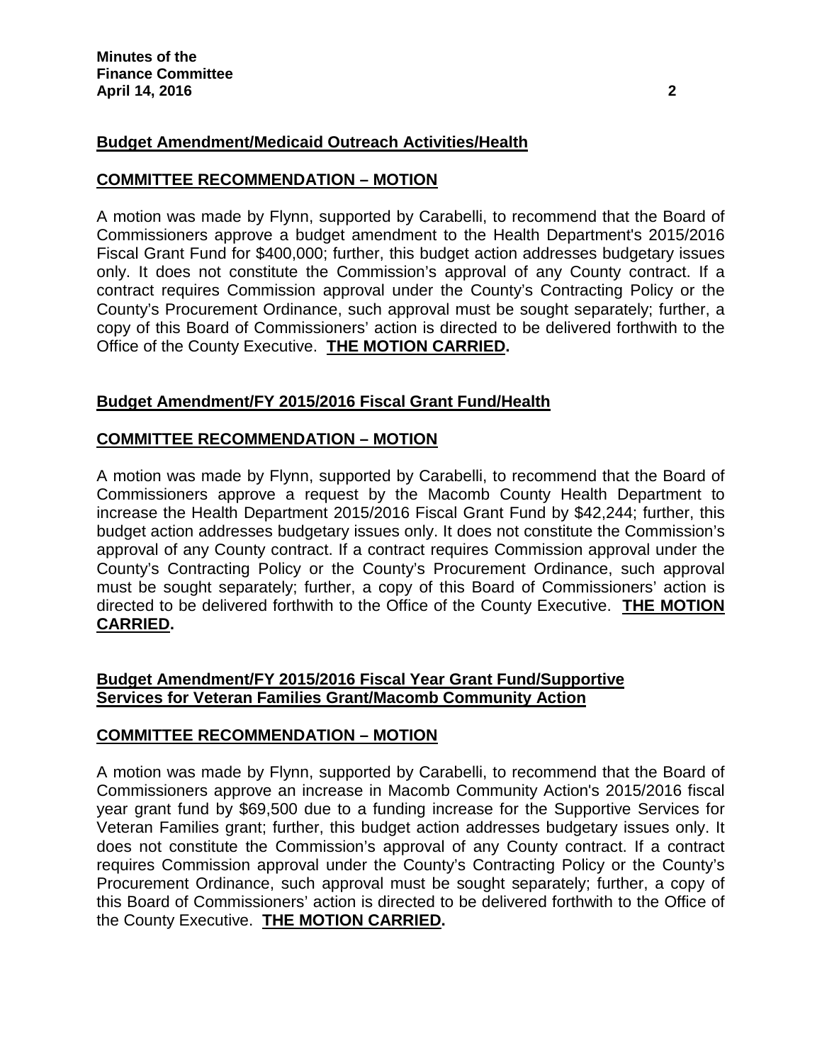**Budget Amendment/Medicaid Outreach Activities/Health**

**COMMITTEE RECOMMENDATION – MOTION**

A motion was made by Flynn, supported by Carabelli, to recommend that the Board of Commissioners approve a budget amendment to the Health Department's 2015/2016 Fiscal Grant Fund for $400,000; further, this budget action addresses budgetary issues only. It does not constitute the Commission's approval of any County contract. If a contract requires Commission approval under the County's Contracting Policy or the County's Procurement Ordinance, such approval must be sought separately; further, a copy of this Board of Commissioners' action is directed to be delivered forthwith to the Office of the County Executive. **THE MOTION CARRIED.**

**Budget Amendment/FY 2015/2016 Fiscal Grant Fund/Health**

**COMMITTEE RECOMMENDATION – MOTION**

A motion was made by Flynn, supported by Carabelli, to recommend that the Board of Commissioners approve a request by the Macomb County Health Department to increase the Health Department 2015/2016 Fiscal Grant Fund by $42,244; further, this budget action addresses budgetary issues only. It does not constitute the Commission's approval of any County contract. If a contract requires Commission approval under the County's Contracting Policy or the County's Procurement Ordinance, such approval must be sought separately; further, a copy of this Board of Commissioners' action is directed to be delivered forthwith to the Office of the County Executive. **THE MOTION CARRIED.**

**Budget Amendment/FY 2015/2016 Fiscal Year Grant Fund/Supportive Services for Veteran Families Grant/Macomb Community Action**

**COMMITTEE RECOMMENDATION – MOTION**

A motion was made by Flynn, supported by Carabelli, to recommend that the Board of Commissioners approve an increase in Macomb Community Action's 2015/2016 fiscal year grant fund by $69,500 due to a funding increase for the Supportive Services for Veteran Families grant; further, this budget action addresses budgetary issues only. It does not constitute the Commission's approval of any County contract. If a contract requires Commission approval under the County's Contracting Policy or the County's Procurement Ordinance, such approval must be sought separately; further, a copy of this Board of Commissioners' action is directed to be delivered forthwith to the Office of the County Executive. **THE MOTION CARRIED.**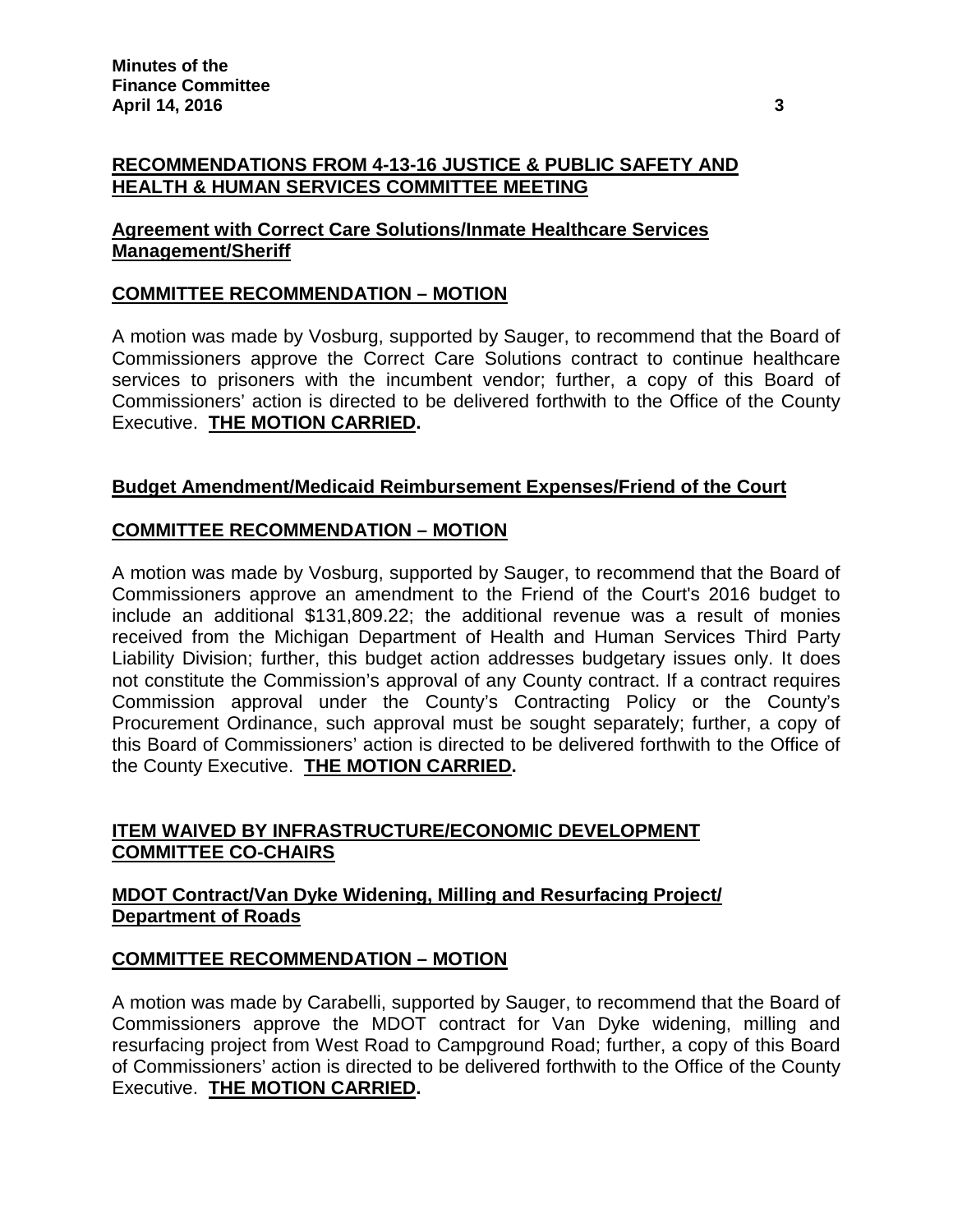**RECOMMENDATIONS FROM 4-13-16 JUSTICE & PUBLIC SAFETY AND HEALTH & HUMAN SERVICES COMMITTEE MEETING**

**Agreement with Correct Care Solutions/Inmate Healthcare Services Management/Sheriff**

**COMMITTEE RECOMMENDATION – MOTION**

A motion was made by Vosburg, supported by Sauger, to recommend that the Board of Commissioners approve the Correct Care Solutions contract to continue healthcare services to prisoners with the incumbent vendor; further, a copy of this Board of Commissioners' action is directed to be delivered forthwith to the Office of the County Executive. **THE MOTION CARRIED.**

**Budget Amendment/Medicaid Reimbursement Expenses/Friend of the Court**

**COMMITTEE RECOMMENDATION – MOTION**

A motion was made by Vosburg, supported by Sauger, to recommend that the Board of Commissioners approve an amendment to the Friend of the Court's 2016 budget to include an additional $131,809.22; the additional revenue was a result of monies received from the Michigan Department of Health and Human Services Third Party Liability Division; further, this budget action addresses budgetary issues only. It does not constitute the Commission's approval of any County contract. If a contract requires Commission approval under the County's Contracting Policy or the County's Procurement Ordinance, such approval must be sought separately; further, a copy of this Board of Commissioners' action is directed to be delivered forthwith to the Office of the County Executive. **THE MOTION CARRIED.**

**ITEM WAIVED BY INFRASTRUCTURE/ECONOMIC DEVELOPMENT COMMITTEE CO-CHAIRS**

**MDOT Contract/Van Dyke Widening, Milling and Resurfacing Project/ Department of Roads**

**COMMITTEE RECOMMENDATION – MOTION**

A motion was made by Carabelli, supported by Sauger, to recommend that the Board of Commissioners approve the MDOT contract for Van Dyke widening, milling and resurfacing project from West Road to Campground Road; further, a copy of this Board of Commissioners' action is directed to be delivered forthwith to the Office of the County Executive. **THE MOTION CARRIED.**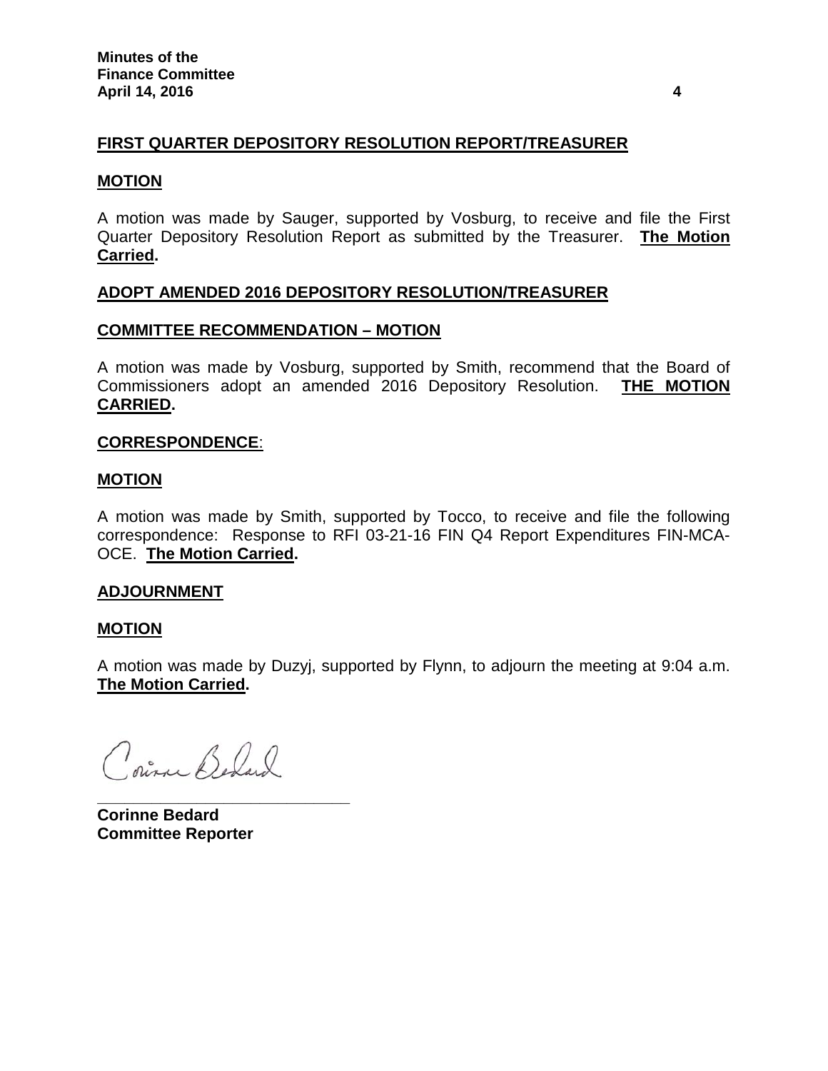**FIRST QUARTER DEPOSITORY RESOLUTION REPORT/TREASURER**

**MOTION**

A motion was made by Sauger, supported by Vosburg, to receive and file the First Quarter Depository Resolution Report as submitted by the Treasurer. **The Motion Carried.**

**ADOPT AMENDED 2016 DEPOSITORY RESOLUTION/TREASURER**

**COMMITTEE RECOMMENDATION – MOTION**

A motion was made by Vosburg, supported by Smith, recommend that the Board of Commissioners adopt an amended 2016 Depository Resolution. **THE MOTION CARRIED.**

**CORRESPONDENCE**:

**MOTION**

A motion was made by Smith, supported by Tocco, to receive and file the following correspondence: Response to RFI 03-21-16 FIN Q4 Report Expenditures FIN-MCA-OCE. **The Motion Carried.**

**ADJOURNMENT**

**MOTION**

A motion was made by Duzyj, supported by Flynn, to adjourn the meeting at 9:04 a.m. **The Motion Carried.**

**Corinne Bedard**
**Committee Reporter**